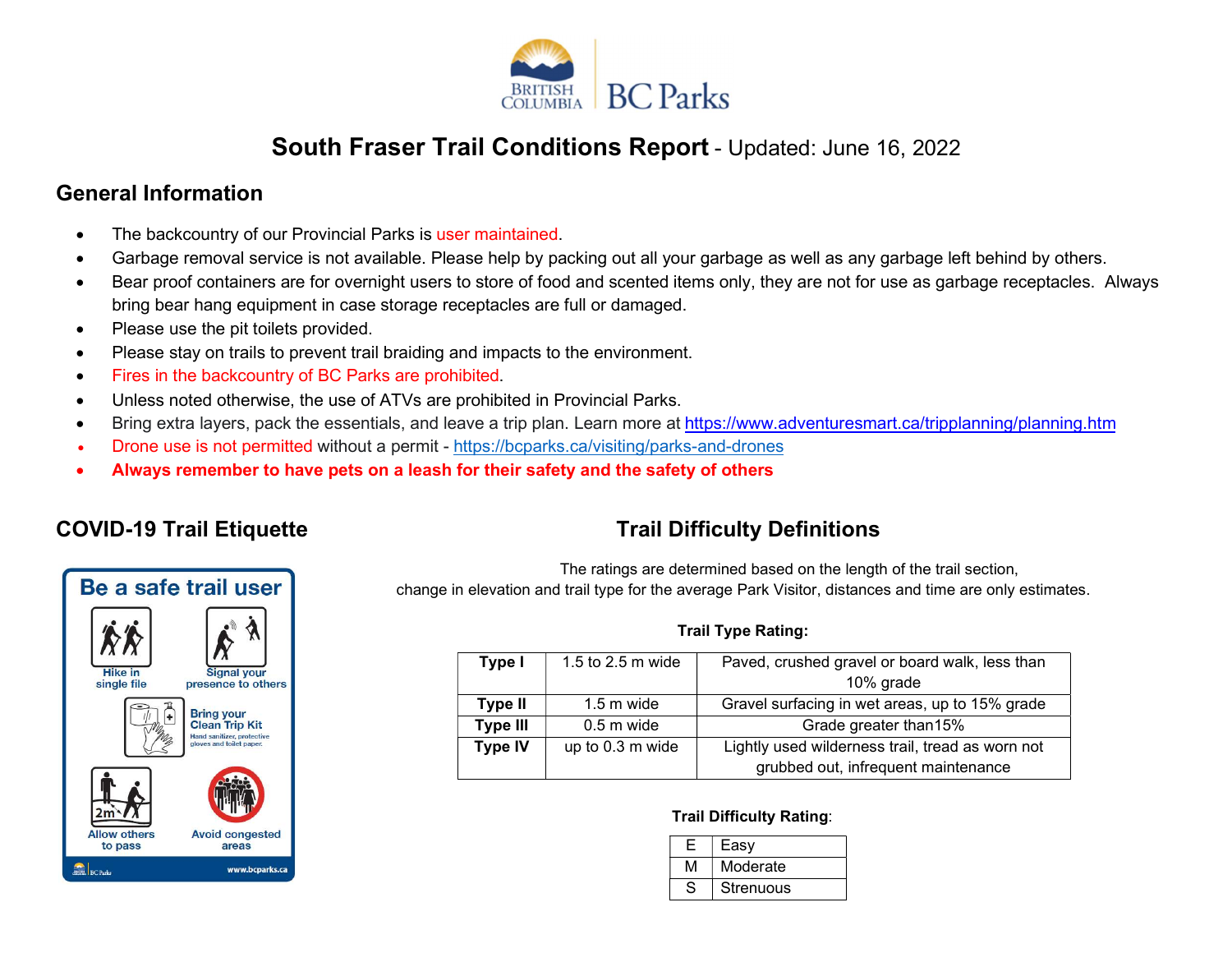# South Fraser Trail Conditions Report - Updated: June 16, 2022

## General Information

- The backcountry of our Provincial Parks is user maintained.
- Garbage removal service is not available. Please help by packing out all your garbage as well as any garbage left behind by others.
- Bear proof containers are for overnight users to store of food and scented items only, they are not for use as garbage receptacles. Always bring bear hang equipment in case storage receptacles are full or damaged.
- Please use the pit toilets provided.
- Please stay on trails to prevent trail braiding and impacts to the environment.
- Fires in the backcountry of BC Parks are prohibited.
- Unless noted otherwise, the use of ATVs are prohibited in Provincial Parks.
- Bring extra layers, pack the essentials, and leave a trip plan. Learn more at https://www.adventuresmart.ca/tripplanning/planning.htm
- Drone use is not permitted without a permit - https://bcparks.ca/visiting/parks-and-drones
- **Always remember to have pets on a leash for their safety and the safety of others**

## COVID-19 Trail Etiquette

Be a safe trail user

- Hike in single file
- Signal your presence to others
- Bring your Clean Trip Kit (Hand sanitizer, protective gloves and toilet paper.)
- Allow others to pass (2m)
- Avoid congested areas

www.bcparks.ca

## Trail Difficulty Definitions

The ratings are determined based on the length of the trail section, change in elevation and trail type for the average Park Visitor, distances and time are only estimates.

**Trail Type Rating:**

| **Type I** | 1.5 to 2.5 m wide | Paved, crushed gravel or board walk, less than 10% grade |
|---|---|---|
| **Type II** | 1.5 m wide | Gravel surfacing in wet areas, up to 15% grade |
| **Type III** | 0.5 m wide | Grade greater than15% |
| **Type IV** | up to 0.3 m wide | Lightly used wilderness trail, tread as worn not grubbed out, infrequent maintenance |

**Trail Difficulty Rating**:

| E | Easy |
|---|---|
| M | Moderate |
| S | Strenuous |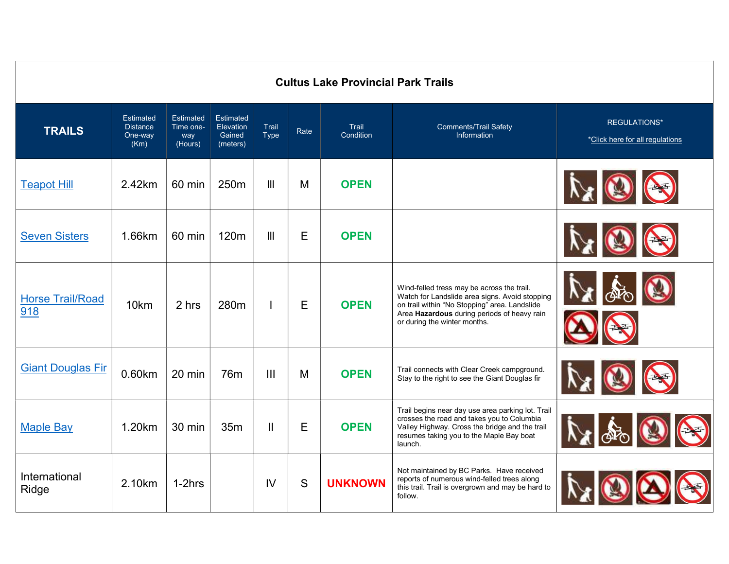| TRAILS | Estimated Distance One-way (Km) | Estimated Time one-way (Hours) | Estimated Elevation Gained (meters) | Trail Type | Rate | Trail Condition | Comments/Trail Safety Information | REGULATIONS* *Click here for all regulations |
|---|---|---|---|---|---|---|---|---|
| Teapot Hill | 2.42km | 60 min | 250m | III | M | **OPEN** | | |
| Seven Sisters | 1.66km | 60 min | 120m | III | E | **OPEN** | | |
| Horse Trail/Road 918 | 10km | 2 hrs | 280m | I | E | **OPEN** | Wind-felled tress may be across the trail. Watch for Landslide area signs. Avoid stopping on trail within "No Stopping" area. Landslide Area **Hazardous** during periods of heavy rain or during the winter months. | |
| Giant Douglas Fir | 0.60km | 20 min | 76m | III | M | **OPEN** | Trail connects with Clear Creek campground. Stay to the right to see the Giant Douglas fir | |
| Maple Bay | 1.20km | 30 min | 35m | II | E | **OPEN** | Trail begins near day use area parking lot. Trail crosses the road and takes you to Columbia Valley Highway. Cross the bridge and the trail resumes taking you to the Maple Bay boat launch. | |
| International Ridge | 2.10km | 1-2hrs | | IV | S | **UNKNOWN** | Not maintained by BC Parks. Have received reports of numerous wind-felled trees along this trail. Trail is overgrown and may be hard to follow. | |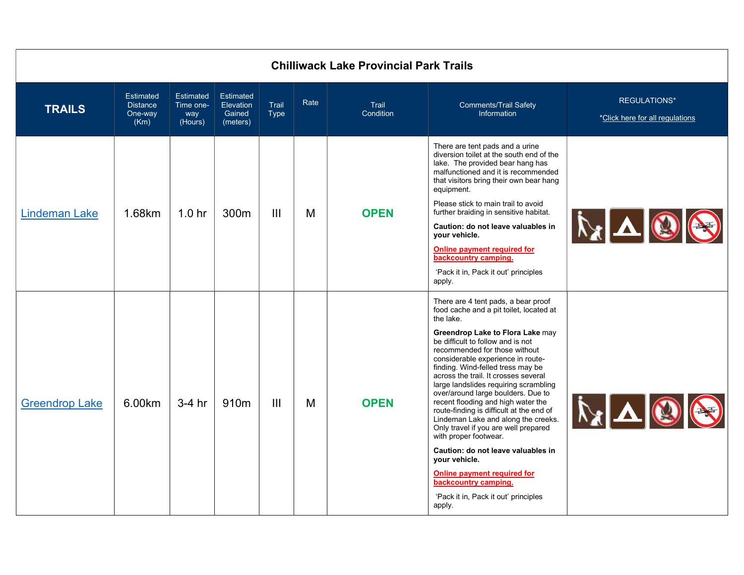## Chilliwack Lake Provincial Park Trails

| TRAILS | Estimated Distance One-way (Km) | Estimated Time one-way (Hours) | Estimated Elevation Gained (meters) | Trail Type | Rate | Trail Condition | Comments/Trail Safety Information | REGULATIONS* *Click here for all regulations |
|---|---|---|---|---|---|---|---|---|
| Lindeman Lake | 1.68km | 1.0 hr | 300m | III | M | **OPEN** | There are tent pads and a urine diversion toilet at the south end of the lake. The provided bear hang has malfunctioned and it is recommended that visitors bring their own bear hang equipment.<br><br>Please stick to main trail to avoid further braiding in sensitive habitat.<br><br>**Caution: do not leave valuables in your vehicle.**<br><br>**Online payment required for backcountry camping.**<br><br>'Pack it in, Pack it out' principles apply. | |
| Greendrop Lake | 6.00km | 3-4 hr | 910m | III | M | **OPEN** | There are 4 tent pads, a bear proof food cache and a pit toilet, located at the lake.<br><br>**Greendrop Lake to Flora Lake** may be difficult to follow and is not recommended for those without considerable experience in route-finding. Wind-felled tress may be across the trail. It crosses several large landslides requiring scrambling over/around large boulders. Due to recent flooding and high water the route-finding is difficult at the end of Lindeman Lake and along the creeks. Only travel if you are well prepared with proper footwear.<br><br>**Caution: do not leave valuables in your vehicle.**<br><br>**Online payment required for backcountry camping.**<br><br>'Pack it in, Pack it out' principles apply. | |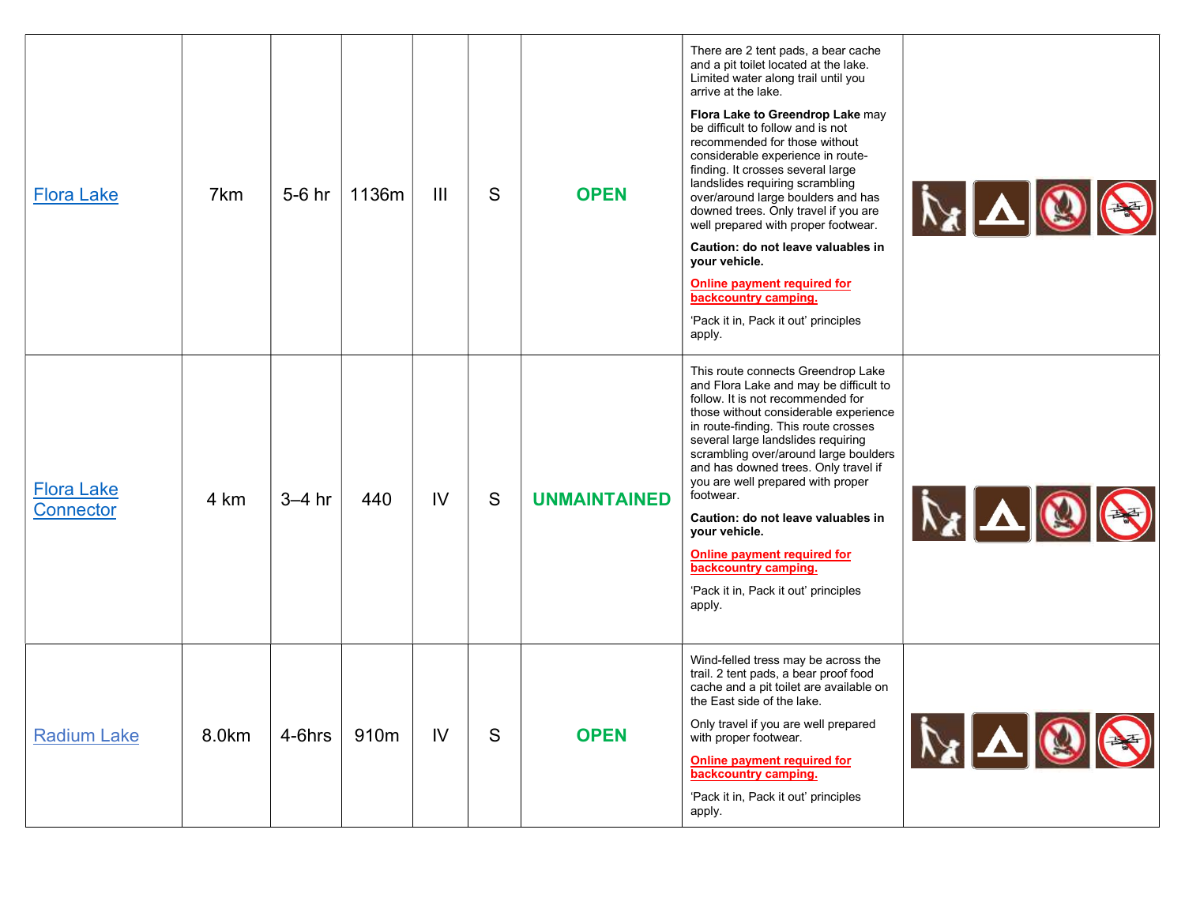| | | | | | | | | |
|---|---|---|---|---|---|---|---|---|
| Flora Lake | 7km | 5-6 hr | 1136m | III | S | **OPEN** | There are 2 tent pads, a bear cache and a pit toilet located at the lake. Limited water along trail until you arrive at the lake.<br><br>**Flora Lake to Greendrop Lake** may be difficult to follow and is not recommended for those without considerable experience in route-finding. It crosses several large landslides requiring scrambling over/around large boulders and has downed trees. Only travel if you are well prepared with proper footwear.<br><br>**Caution: do not leave valuables in your vehicle.**<br><br>**Online payment required for backcountry camping.**<br><br>'Pack it in, Pack it out' principles apply. | |
| Flora Lake Connector | 4 km | 3–4 hr | 440 | IV | S | **UNMAINTAINED** | This route connects Greendrop Lake and Flora Lake and may be difficult to follow. It is not recommended for those without considerable experience in route-finding. This route crosses several large landslides requiring scrambling over/around large boulders and has downed trees. Only travel if you are well prepared with proper footwear.<br><br>**Caution: do not leave valuables in your vehicle.**<br><br>**Online payment required for backcountry camping.**<br><br>'Pack it in, Pack it out' principles apply. | |
| Radium Lake | 8.0km | 4-6hrs | 910m | IV | S | **OPEN** | Wind-felled tress may be across the trail. 2 tent pads, a bear proof food cache and a pit toilet are available on the East side of the lake.<br><br>Only travel if you are well prepared with proper footwear.<br><br>**Online payment required for backcountry camping.**<br><br>'Pack it in, Pack it out' principles apply. | |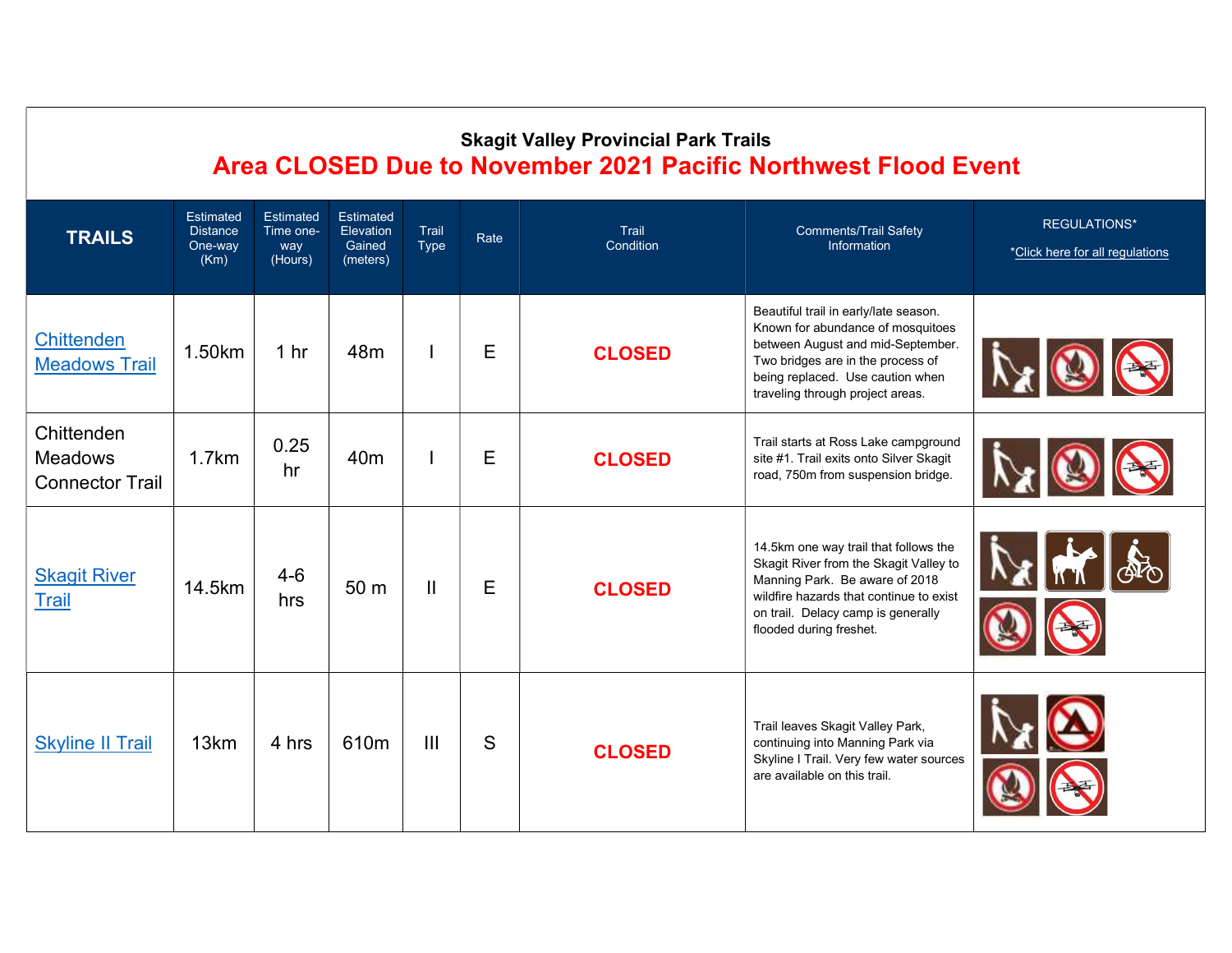## Skagit Valley Provincial Park Trails

# Area CLOSED Due to November 2021 Pacific Northwest Flood Event

| TRAILS | Estimated Distance One-way (Km) | Estimated Time one-way (Hours) | Estimated Elevation Gained (meters) | Trail Type | Rate | Trail Condition | Comments/Trail Safety Information | REGULATIONS* *Click here for all regulations |
|---|---|---|---|---|---|---|---|---|
| Chittenden Meadows Trail | 1.50km | 1 hr | 48m | I | E | CLOSED | Beautiful trail in early/late season. Known for abundance of mosquitoes between August and mid-September. Two bridges are in the process of being replaced. Use caution when traveling through project areas. | |
| Chittenden Meadows Connector Trail | 1.7km | 0.25 hr | 40m | I | E | CLOSED | Trail starts at Ross Lake campground site #1. Trail exits onto Silver Skagit road, 750m from suspension bridge. | |
| Skagit River Trail | 14.5km | 4-6 hrs | 50 m | II | E | CLOSED | 14.5km one way trail that follows the Skagit River from the Skagit Valley to Manning Park. Be aware of 2018 wildfire hazards that continue to exist on trail. Delacy camp is generally flooded during freshet. | |
| Skyline II Trail | 13km | 4 hrs | 610m | III | S | CLOSED | Trail leaves Skagit Valley Park, continuing into Manning Park via Skyline I Trail. Very few water sources are available on this trail. | |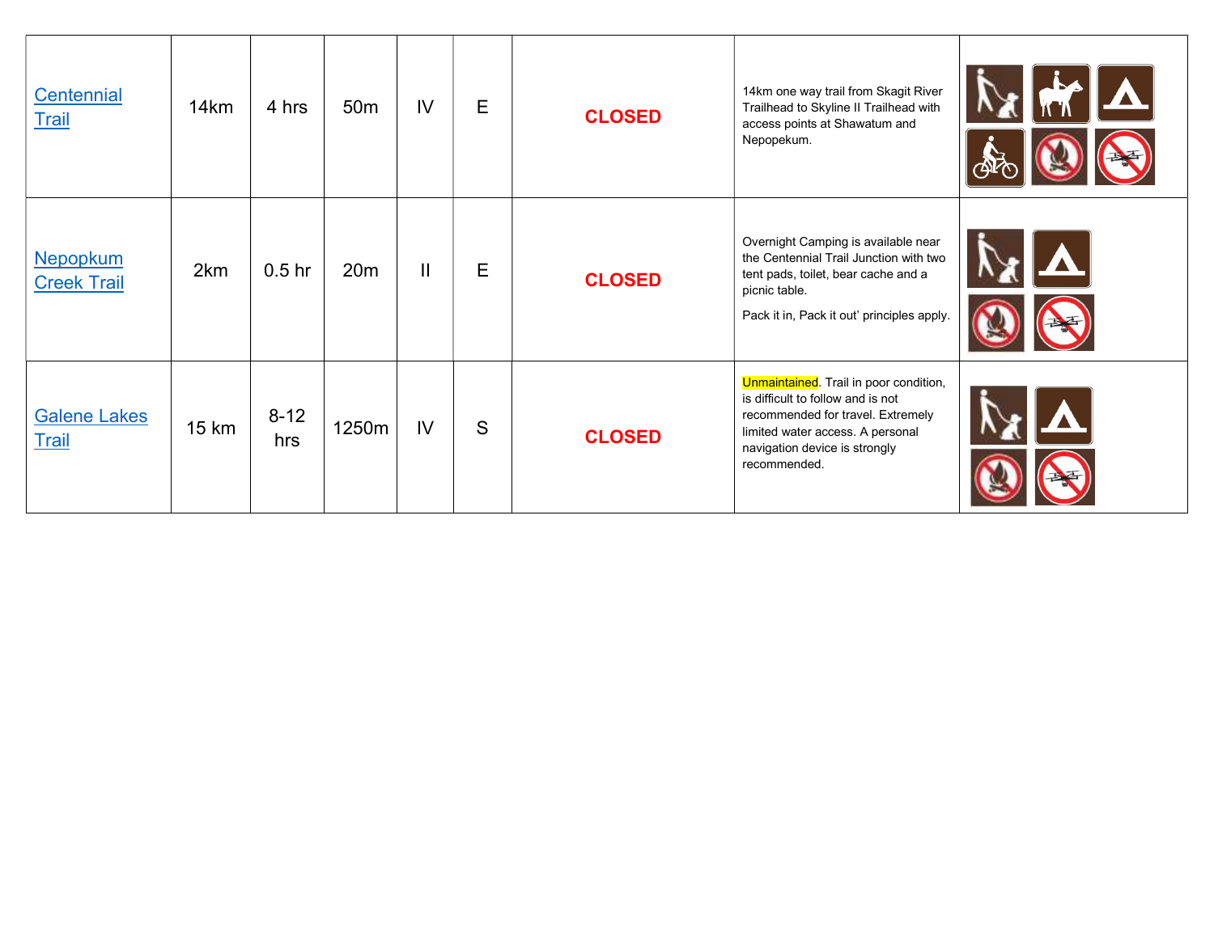| | | | | | | | | |
|---|---|---|---|---|---|---|---|---|
| Centennial Trail | 14km | 4 hrs | 50m | IV | E | **CLOSED** | 14km one way trail from Skagit River Trailhead to Skyline II Trailhead with access points at Shawatum and Nepopekum. | |
| Nepopkum Creek Trail | 2km | 0.5 hr | 20m | II | E | **CLOSED** | Overnight Camping is available near the Centennial Trail Junction with two tent pads, toilet, bear cache and a picnic table.<br>Pack it in, Pack it out' principles apply. | |
| Galene Lakes Trail | 15 km | 8-12 hrs | 1250m | IV | S | **CLOSED** | Unmaintained. Trail in poor condition, is difficult to follow and is not recommended for travel. Extremely limited water access. A personal navigation device is strongly recommended. | |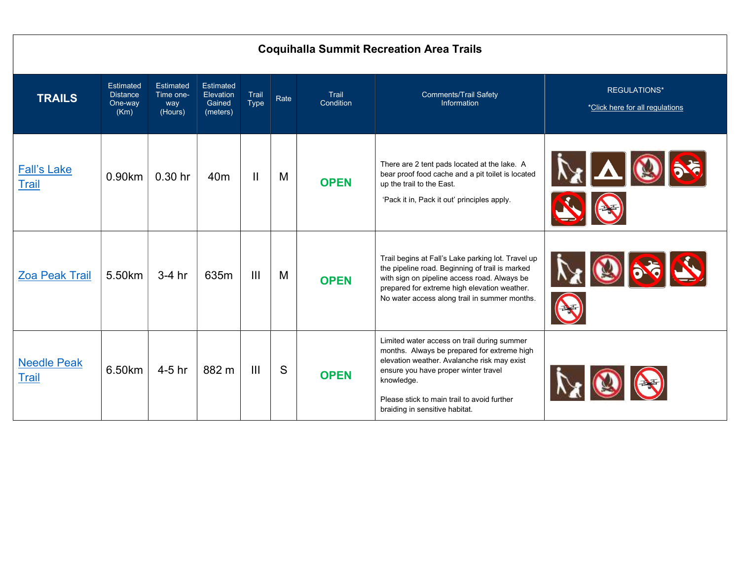# Coquihalla Summit Recreation Area Trails

| TRAILS | Estimated Distance One-way (Km) | Estimated Time one-way (Hours) | Estimated Elevation Gained (meters) | Trail Type | Rate | Trail Condition | Comments/Trail Safety Information | REGULATIONS* *Click here for all regulations |
|---|---|---|---|---|---|---|---|---|
| Fall's Lake Trail | 0.90km | 0.30 hr | 40m | II | M | **OPEN** | There are 2 tent pads located at the lake. A bear proof food cache and a pit toilet is located up the trail to the East. 'Pack it in, Pack it out' principles apply. | |
| Zoa Peak Trail | 5.50km | 3-4 hr | 635m | III | M | **OPEN** | Trail begins at Fall's Lake parking lot. Travel up the pipeline road. Beginning of trail is marked with sign on pipeline access road. Always be prepared for extreme high elevation weather. No water access along trail in summer months. | |
| Needle Peak Trail | 6.50km | 4-5 hr | 882 m | III | S | **OPEN** | Limited water access on trail during summer months. Always be prepared for extreme high elevation weather. Avalanche risk may exist ensure you have proper winter travel knowledge. Please stick to main trail to avoid further braiding in sensitive habitat. | |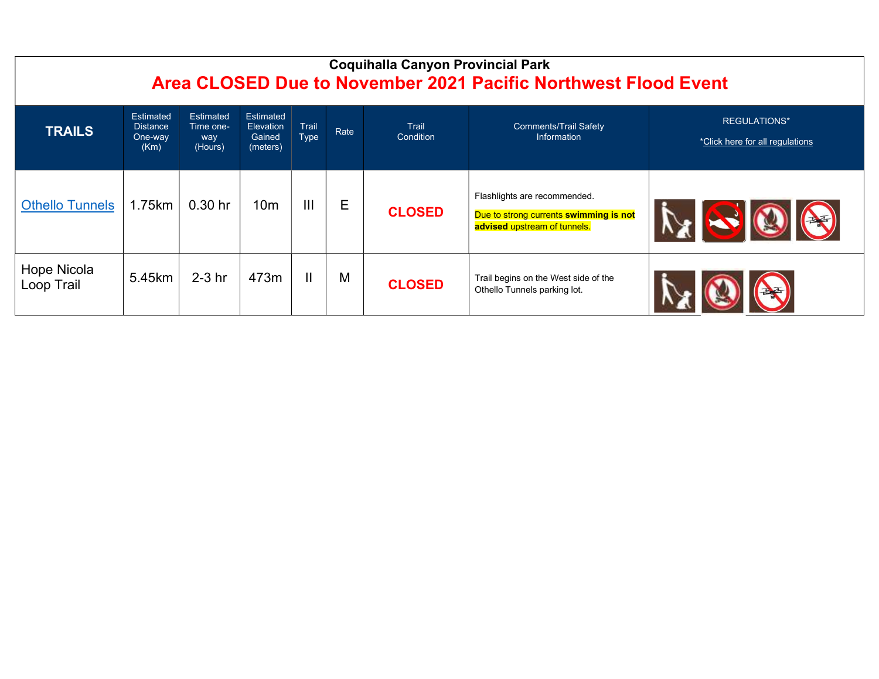**Coquihalla Canyon Provincial Park**

**Area CLOSED Due to November 2021 Pacific Northwest Flood Event**

| TRAILS | Estimated Distance One-way (Km) | Estimated Time one-way (Hours) | Estimated Elevation Gained (meters) | Trail Type | Rate | Trail Condition | Comments/Trail Safety Information | REGULATIONS* *Click here for all regulations |
|---|---|---|---|---|---|---|---|---|
| Othello Tunnels | 1.75km | 0.30 hr | 10m | III | E | **CLOSED** | Flashlights are recommended. Due to strong currents **swimming is not advised** upstream of tunnels. | |
| Hope Nicola Loop Trail | 5.45km | 2-3 hr | 473m | II | M | **CLOSED** | Trail begins on the West side of the Othello Tunnels parking lot. | |